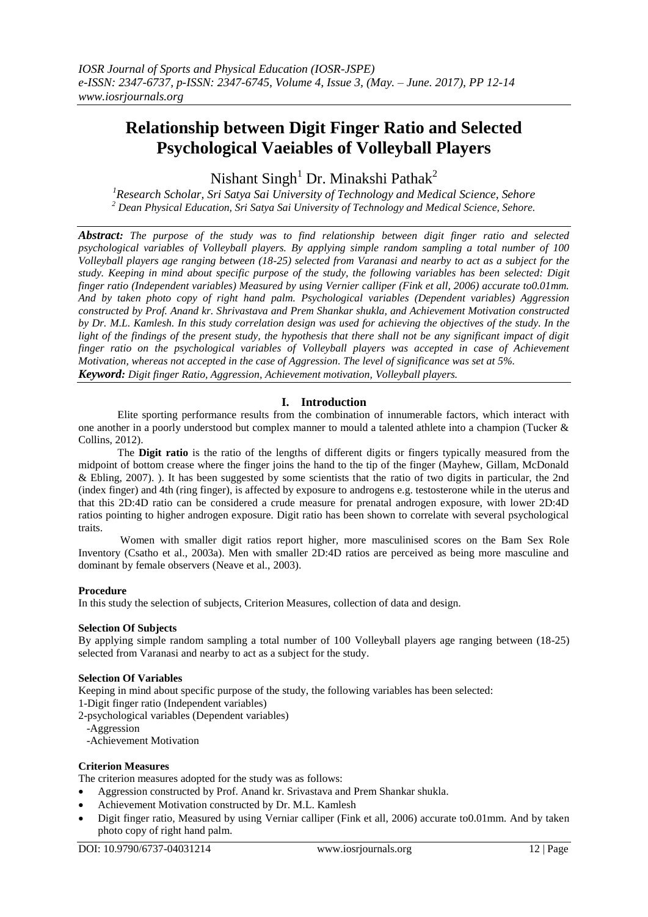# Relationship between Digit Finger Ratio and Selected Psychological Vaeiables of Volleyball Players

Nishant Singh[1] Dr. Minakshi Pathak[2]

[1]*Research Scholar, Sri Satya Sai University of Technology and Medical Science, Sehore*
[2] *Dean Physical Education, Sri Satya Sai University of Technology and Medical Science, Sehore.*

***Abstract:*** *The purpose of the study was to find relationship between digit finger ratio and selected psychological variables of Volleyball players. By applying simple random sampling a total number of 100 Volleyball players age ranging between (18-25) selected from Varanasi and nearby to act as a subject for the study. Keeping in mind about specific purpose of the study, the following variables has been selected: Digit finger ratio (Independent variables) Measured by using Vernier calliper (Fink et all, 2006) accurate to0.01mm. And by taken photo copy of right hand palm. Psychological variables (Dependent variables) Aggression constructed by Prof. Anand kr. Shrivastava and Prem Shankar shukla, and Achievement Motivation constructed by Dr. M.L. Kamlesh. In this study correlation design was used for achieving the objectives of the study. In the light of the findings of the present study, the hypothesis that there shall not be any significant impact of digit finger ratio on the psychological variables of Volleyball players was accepted in case of Achievement Motivation, whereas not accepted in the case of Aggression. The level of significance was set at 5%.*

***Keyword:*** *Digit finger Ratio, Aggression, Achievement motivation, Volleyball players.*

## I. Introduction

Elite sporting performance results from the combination of innumerable factors, which interact with one another in a poorly understood but complex manner to mould a talented athlete into a champion (Tucker & Collins, 2012).

The **Digit ratio** is the ratio of the lengths of different digits or fingers typically measured from the midpoint of bottom crease where the finger joins the hand to the tip of the finger (Mayhew, Gillam, McDonald & Ebling, 2007). ). It has been suggested by some scientists that the ratio of two digits in particular, the 2nd (index finger) and 4th (ring finger), is affected by exposure to androgens e.g. testosterone while in the uterus and that this 2D:4D ratio can be considered a crude measure for prenatal androgen exposure, with lower 2D:4D ratios pointing to higher androgen exposure. Digit ratio has been shown to correlate with several psychological traits.

Women with smaller digit ratios report higher, more masculinised scores on the Bam Sex Role Inventory (Csatho et al., 2003a). Men with smaller 2D:4D ratios are perceived as being more masculine and dominant by female observers (Neave et al., 2003).

### Procedure

In this study the selection of subjects, Criterion Measures, collection of data and design.

### Selection Of Subjects

By applying simple random sampling a total number of 100 Volleyball players age ranging between (18-25) selected from Varanasi and nearby to act as a subject for the study.

### Selection Of Variables

Keeping in mind about specific purpose of the study, the following variables has been selected:

1-Digit finger ratio (Independent variables)

2-psychological variables (Dependent variables)

-Aggression

-Achievement Motivation

### Criterion Measures

The criterion measures adopted for the study was as follows:

- Aggression constructed by Prof. Anand kr. Srivastava and Prem Shankar shukla.
- Achievement Motivation constructed by Dr. M.L. Kamlesh
- Digit finger ratio, Measured by using Verniar calliper (Fink et all, 2006) accurate to0.01mm. And by taken photo copy of right hand palm.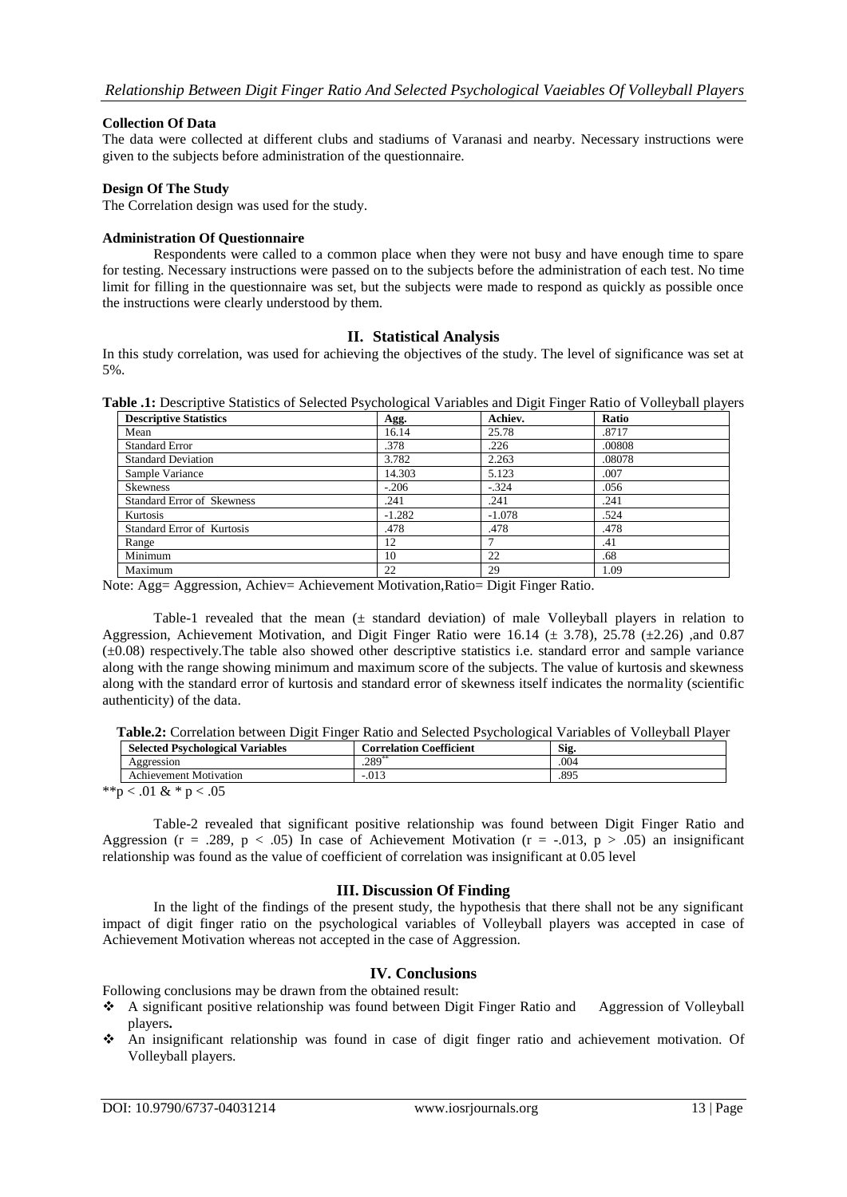#### Collection Of Data

The data were collected at different clubs and stadiums of Varanasi and nearby. Necessary instructions were given to the subjects before administration of the questionnaire.

#### Design Of The Study

The Correlation design was used for the study.

#### Administration Of Questionnaire

Respondents were called to a common place when they were not busy and have enough time to spare for testing. Necessary instructions were passed on to the subjects before the administration of each test. No time limit for filling in the questionnaire was set, but the subjects were made to respond as quickly as possible once the instructions were clearly understood by them.

## II. Statistical Analysis

In this study correlation, was used for achieving the objectives of the study. The level of significance was set at 5%.

**Table .1:** Descriptive Statistics of Selected Psychological Variables and Digit Finger Ratio of Volleyball players

| Descriptive Statistics | Agg. | Achiev. | Ratio |
|---|---|---|---|
| Mean | 16.14 | 25.78 | .8717 |
| Standard Error | .378 | .226 | .00808 |
| Standard Deviation | 3.782 | 2.263 | .08078 |
| Sample Variance | 14.303 | 5.123 | .007 |
| Skewness | -.206 | -.324 | .056 |
| Standard Error of Skewness | .241 | .241 | .241 |
| Kurtosis | -1.282 | -1.078 | .524 |
| Standard Error of Kurtosis | .478 | .478 | .478 |
| Range | 12 | 7 | .41 |
| Minimum | 10 | 22 | .68 |
| Maximum | 22 | 29 | 1.09 |

Note: Agg= Aggression, Achiev= Achievement Motivation,Ratio= Digit Finger Ratio.

Table-1 revealed that the mean (± standard deviation) of male Volleyball players in relation to Aggression, Achievement Motivation, and Digit Finger Ratio were 16.14 (± 3.78), 25.78 (±2.26) ,and 0.87 (±0.08) respectively.The table also showed other descriptive statistics i.e. standard error and sample variance along with the range showing minimum and maximum score of the subjects. The value of kurtosis and skewness along with the standard error of kurtosis and standard error of skewness itself indicates the normality (scientific authenticity) of the data.

**Table.2:** Correlation between Digit Finger Ratio and Selected Psychological Variables of Volleyball Player

| Selected Psychological Variables | Correlation Coefficient | Sig. |
|---|---|---|
| Aggression | .289** | .004 |
| Achievement Motivation | -.013 | .895 |

**p < .01 & * p < .05

Table-2 revealed that significant positive relationship was found between Digit Finger Ratio and Aggression ($r = .289$, $p < .05$) In case of Achievement Motivation ($r = -.013$, $p > .05$) an insignificant relationship was found as the value of coefficient of correlation was insignificant at 0.05 level

## III. Discussion Of Finding

In the light of the findings of the present study, the hypothesis that there shall not be any significant impact of digit finger ratio on the psychological variables of Volleyball players was accepted in case of Achievement Motivation whereas not accepted in the case of Aggression.

## IV. Conclusions

Following conclusions may be drawn from the obtained result:

- A significant positive relationship was found between Digit Finger Ratio and Aggression of Volleyball players**.**
- An insignificant relationship was found in case of digit finger ratio and achievement motivation. Of Volleyball players.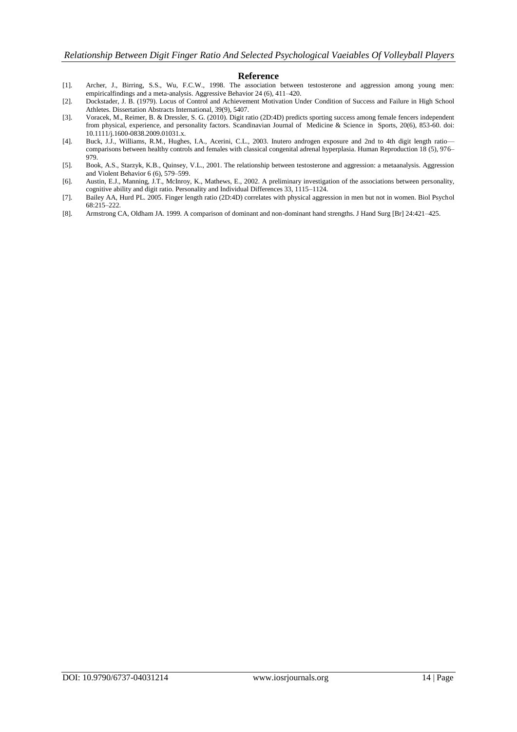## Reference

[1]. Archer, J., Birring, S.S., Wu, F.C.W., 1998. The association between testosterone and aggression among young men: empiricalfindings and a meta-analysis. Aggressive Behavior 24 (6), 411–420.

[2]. Dockstader, J. B. (1979). Locus of Control and Achievement Motivation Under Condition of Success and Failure in High School Athletes. Dissertation Abstracts International, 39(9), 5407.

[3]. Voracek, M., Reimer, B. & Dressler, S. G. (2010). Digit ratio (2D:4D) predicts sporting success among female fencers independent from physical, experience, and personality factors. Scandinavian Journal of Medicine & Science in Sports, 20(6), 853-60. doi: 10.1111/j.1600-0838.2009.01031.x.

[4]. Buck, J.J., Williams, R.M., Hughes, I.A., Acerini, C.L., 2003. Inutero androgen exposure and 2nd to 4th digit length ratio—comparisons between healthy controls and females with classical congenital adrenal hyperplasia. Human Reproduction 18 (5), 976–979.

[5]. Book, A.S., Starzyk, K.B., Quinsey, V.L., 2001. The relationship between testosterone and aggression: a metaanalysis. Aggression and Violent Behavior 6 (6), 579–599.

[6]. Austin, E.J., Manning, J.T., McInroy, K., Mathews, E., 2002. A preliminary investigation of the associations between personality, cognitive ability and digit ratio. Personality and Individual Differences 33, 1115–1124.

[7]. Bailey AA, Hurd PL. 2005. Finger length ratio (2D:4D) correlates with physical aggression in men but not in women. Biol Psychol 68:215–222.

[8]. Armstrong CA, Oldham JA. 1999. A comparison of dominant and non-dominant hand strengths. J Hand Surg [Br] 24:421–425.